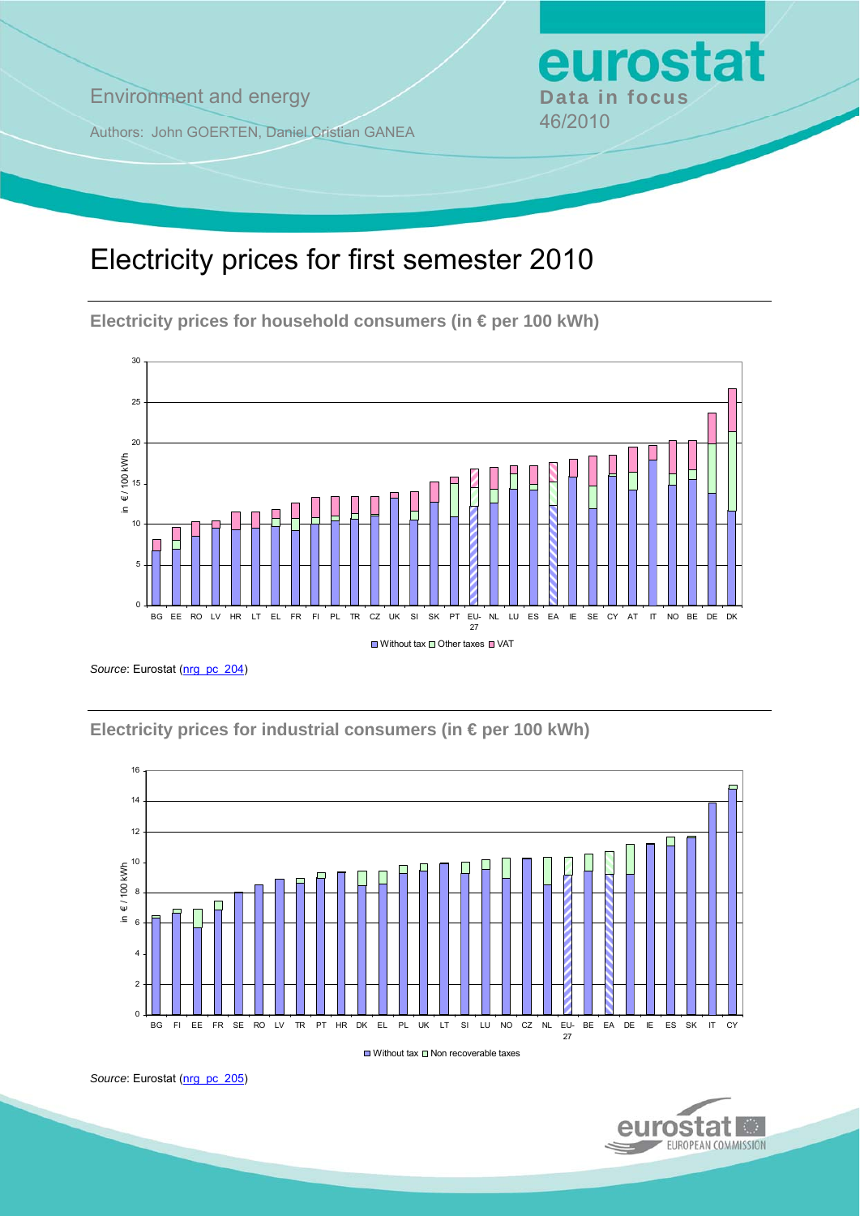Environment and energy

Authors: John GOERTEN, Daniel Cristian GANEA

**eurostat**
**Data in focus**
46/2010

# Electricity prices for first semester 2010

## Electricity prices for household consumers (in € per 100 kWh)

*Source*: Eurostat (nrg_pc_204)

## Electricity prices for industrial consumers (in € per 100 kWh)

*Source*: Eurostat (nrg_pc_205)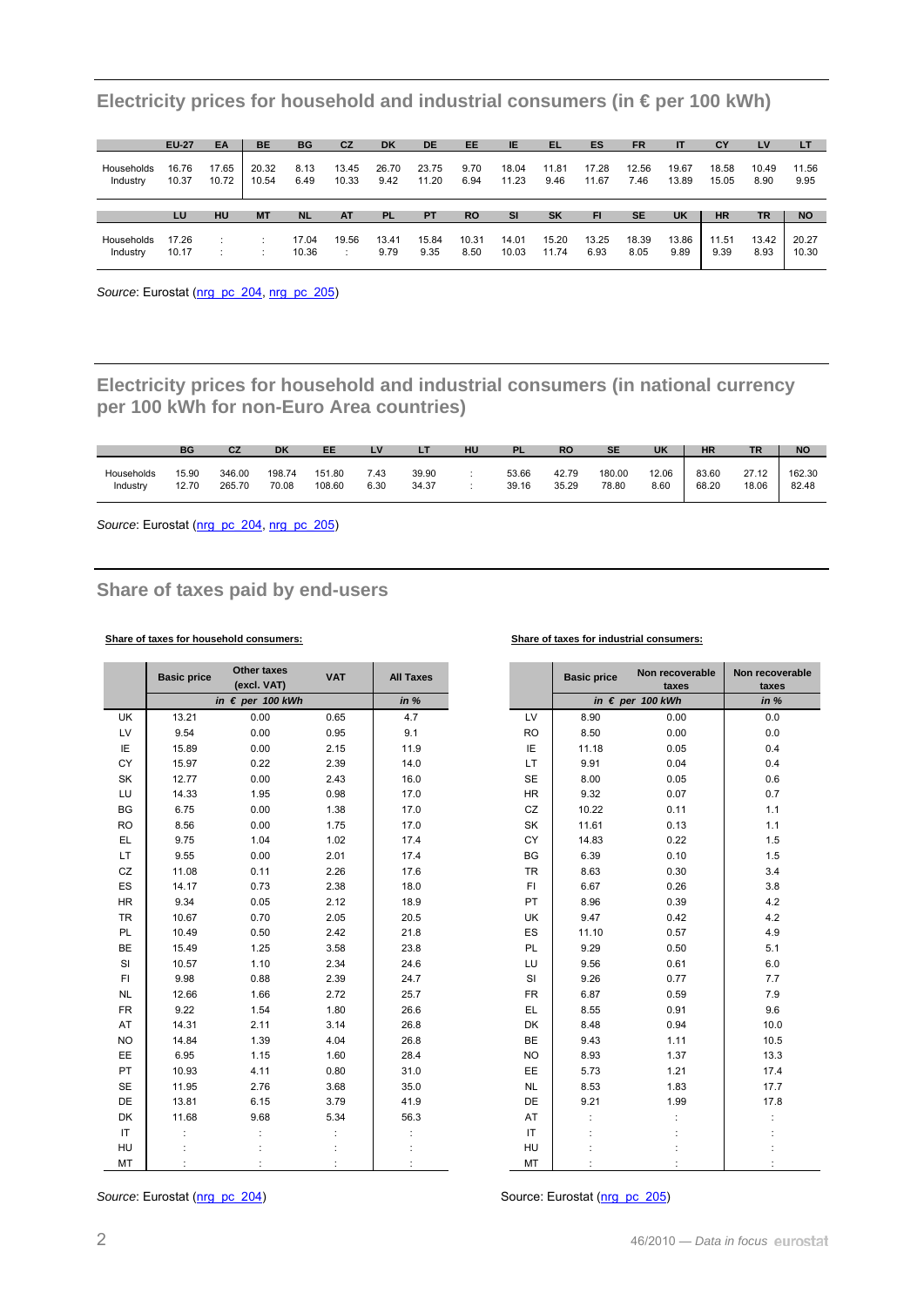## Electricity prices for household and industrial consumers (in € per 100 kWh)

| | EU-27 | EA | BE | BG | CZ | DK | DE | EE | IE | EL | ES | FR | IT | CY | LV | LT |
|---|---|---|---|---|---|---|---|---|---|---|---|---|---|---|---|---|
| Households | 16.76 | 17.65 | 20.32 | 8.13 | 13.45 | 26.70 | 23.75 | 9.70 | 18.04 | 11.81 | 17.28 | 12.56 | 19.67 | 18.58 | 10.49 | 11.56 |
| Industry | 10.37 | 10.72 | 10.54 | 6.49 | 10.33 | 9.42 | 11.20 | 6.94 | 11.23 | 9.46 | 11.67 | 7.46 | 13.89 | 15.05 | 8.90 | 9.95 |

| | LU | HU | MT | NL | AT | PL | PT | RO | SI | SK | FI | SE | UK | HR | TR | NO |
|---|---|---|---|---|---|---|---|---|---|---|---|---|---|---|---|---|
| Households | 17.26 | : | : | 17.04 | 19.56 | 13.41 | 15.84 | 10.31 | 14.01 | 15.20 | 13.25 | 18.39 | 13.86 | 11.51 | 13.42 | 20.27 |
| Industry | 10.17 | : | : | 10.36 | : | 9.79 | 9.35 | 8.50 | 10.03 | 11.74 | 6.93 | 8.05 | 9.89 | 9.39 | 8.93 | 10.30 |

*Source*: Eurostat (nrg_pc_204, nrg_pc_205)

## Electricity prices for household and industrial consumers (in national currency per 100 kWh for non-Euro Area countries)

| | BG | CZ | DK | EE | LV | LT | HU | PL | RO | SE | UK | HR | TR | NO |
|---|---|---|---|---|---|---|---|---|---|---|---|---|---|---|
| Households | 15.90 | 346.00 | 198.74 | 151.80 | 7.43 | 39.90 | : | 53.66 | 42.79 | 180.00 | 12.06 | 83.60 | 27.12 | 162.30 |
| Industry | 12.70 | 265.70 | 70.08 | 108.60 | 6.30 | 34.37 | : | 39.16 | 35.29 | 78.80 | 8.60 | 68.20 | 18.06 | 82.48 |

*Source*: Eurostat (nrg_pc_204, nrg_pc_205)

## Share of taxes paid by end-users

**Share of taxes for household consumers:**

| | Basic price | Other taxes (excl. VAT) | VAT | All Taxes |
|---|---|---|---|---|
| | *in € per 100 kWh* | | | *in %* |
| UK | 13.21 | 0.00 | 0.65 | 4.7 |
| LV | 9.54 | 0.00 | 0.95 | 9.1 |
| IE | 15.89 | 0.00 | 2.15 | 11.9 |
| CY | 15.97 | 0.22 | 2.39 | 14.0 |
| SK | 12.77 | 0.00 | 2.43 | 16.0 |
| LU | 14.33 | 1.95 | 0.98 | 17.0 |
| BG | 6.75 | 0.00 | 1.38 | 17.0 |
| RO | 8.56 | 0.00 | 1.75 | 17.0 |
| EL | 9.75 | 1.04 | 1.02 | 17.4 |
| LT | 9.55 | 0.00 | 2.01 | 17.4 |
| CZ | 11.08 | 0.11 | 2.26 | 17.6 |
| ES | 14.17 | 0.73 | 2.38 | 18.0 |
| HR | 9.34 | 0.05 | 2.12 | 18.9 |
| TR | 10.67 | 0.70 | 2.05 | 20.5 |
| PL | 10.49 | 0.50 | 2.42 | 21.8 |
| BE | 15.49 | 1.25 | 3.58 | 23.8 |
| SI | 10.57 | 1.10 | 2.34 | 24.6 |
| FI | 9.98 | 0.88 | 2.39 | 24.7 |
| NL | 12.66 | 1.66 | 2.72 | 25.7 |
| FR | 9.22 | 1.54 | 1.80 | 26.6 |
| AT | 14.31 | 2.11 | 3.14 | 26.8 |
| NO | 14.84 | 1.39 | 4.04 | 26.8 |
| EE | 6.95 | 1.15 | 1.60 | 28.4 |
| PT | 10.93 | 4.11 | 0.80 | 31.0 |
| SE | 11.95 | 2.76 | 3.68 | 35.0 |
| DE | 13.81 | 6.15 | 3.79 | 41.9 |
| DK | 11.68 | 9.68 | 5.34 | 56.3 |
| IT | : | : | : | : |
| HU | : | : | : | : |
| MT | : | : | : | : |

*Source*: Eurostat (nrg_pc_204)

**Share of taxes for industrial consumers:**

| | Basic price | Non recoverable taxes | Non recoverable taxes |
|---|---|---|---|
| | *in € per 100 kWh* | | *in %* |
| LV | 8.90 | 0.00 | 0.0 |
| RO | 8.50 | 0.00 | 0.0 |
| IE | 11.18 | 0.05 | 0.4 |
| LT | 9.91 | 0.04 | 0.4 |
| SE | 8.00 | 0.05 | 0.6 |
| HR | 9.32 | 0.07 | 0.7 |
| CZ | 10.22 | 0.11 | 1.1 |
| SK | 11.61 | 0.13 | 1.1 |
| CY | 14.83 | 0.22 | 1.5 |
| BG | 6.39 | 0.10 | 1.5 |
| TR | 8.63 | 0.30 | 3.4 |
| FI | 6.67 | 0.26 | 3.8 |
| PT | 8.96 | 0.39 | 4.2 |
| UK | 9.47 | 0.42 | 4.2 |
| ES | 11.10 | 0.57 | 4.9 |
| PL | 9.29 | 0.50 | 5.1 |
| LU | 9.56 | 0.61 | 6.0 |
| SI | 9.26 | 0.77 | 7.7 |
| FR | 6.87 | 0.59 | 7.9 |
| EL | 8.55 | 0.91 | 9.6 |
| DK | 8.48 | 0.94 | 10.0 |
| BE | 9.43 | 1.11 | 10.5 |
| NO | 8.93 | 1.37 | 13.3 |
| EE | 5.73 | 1.21 | 17.4 |
| NL | 8.53 | 1.83 | 17.7 |
| DE | 9.21 | 1.99 | 17.8 |
| AT | : | : | : |
| IT | : | : | : |
| HU | : | : | : |
| MT | : | : | : |

Source: Eurostat (nrg_pc_205)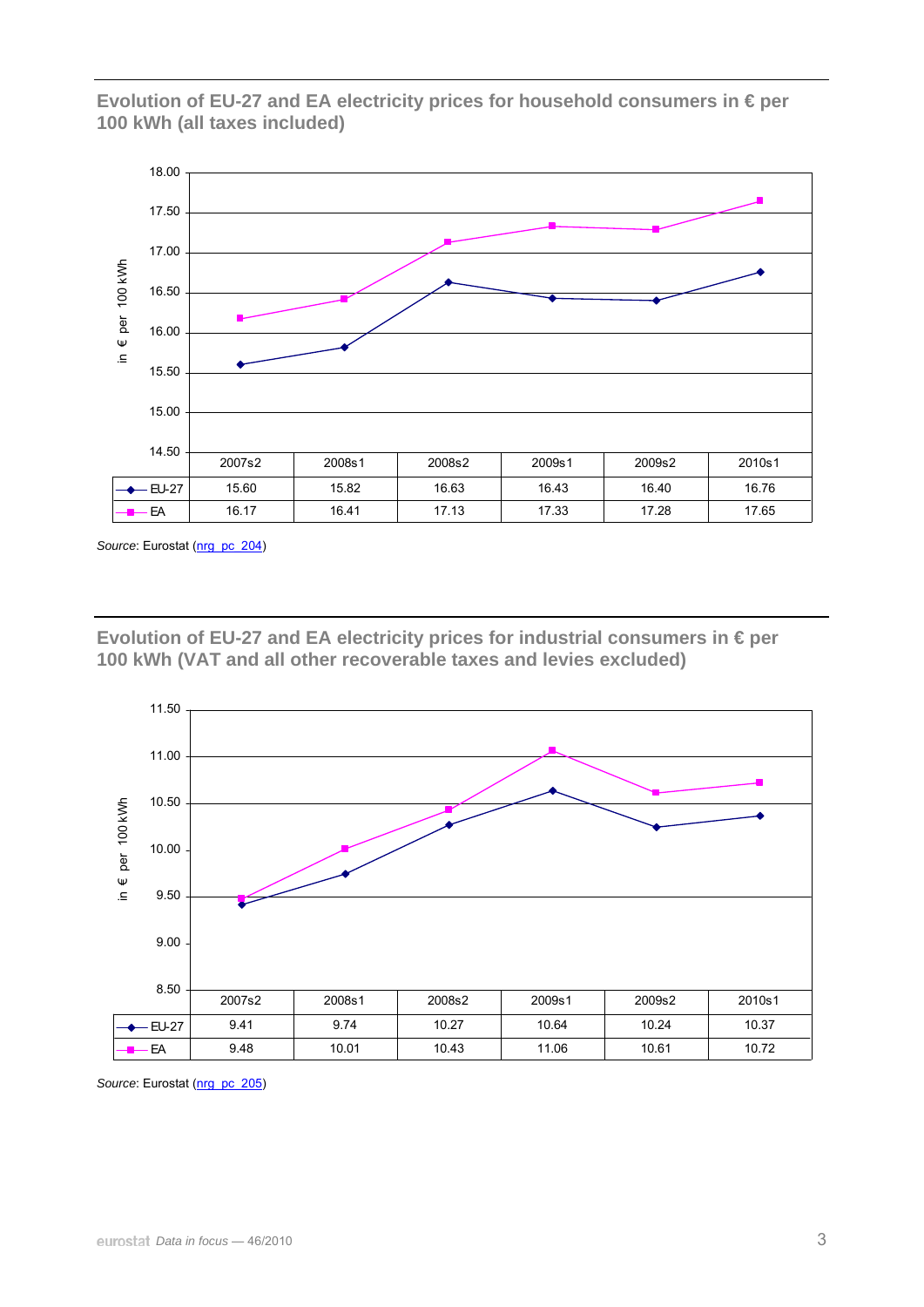## Evolution of EU-27 and EA electricity prices for household consumers in € per 100 kWh (all taxes included)

| | 2007s2 | 2008s1 | 2008s2 | 2009s1 | 2009s2 | 2010s1 |
|---|---|---|---|---|---|---|
| EU-27 | 15.60 | 15.82 | 16.63 | 16.43 | 16.40 | 16.76 |
| EA | 16.17 | 16.41 | 17.13 | 17.33 | 17.28 | 17.65 |

*Source*: Eurostat (nrg_pc_204)

## Evolution of EU-27 and EA electricity prices for industrial consumers in € per 100 kWh (VAT and all other recoverable taxes and levies excluded)

| | 2007s2 | 2008s1 | 2008s2 | 2009s1 | 2009s2 | 2010s1 |
|---|---|---|---|---|---|---|
| EU-27 | 9.41 | 9.74 | 10.27 | 10.64 | 10.24 | 10.37 |
| EA | 9.48 | 10.01 | 10.43 | 11.06 | 10.61 | 10.72 |

*Source*: Eurostat (nrg_pc_205)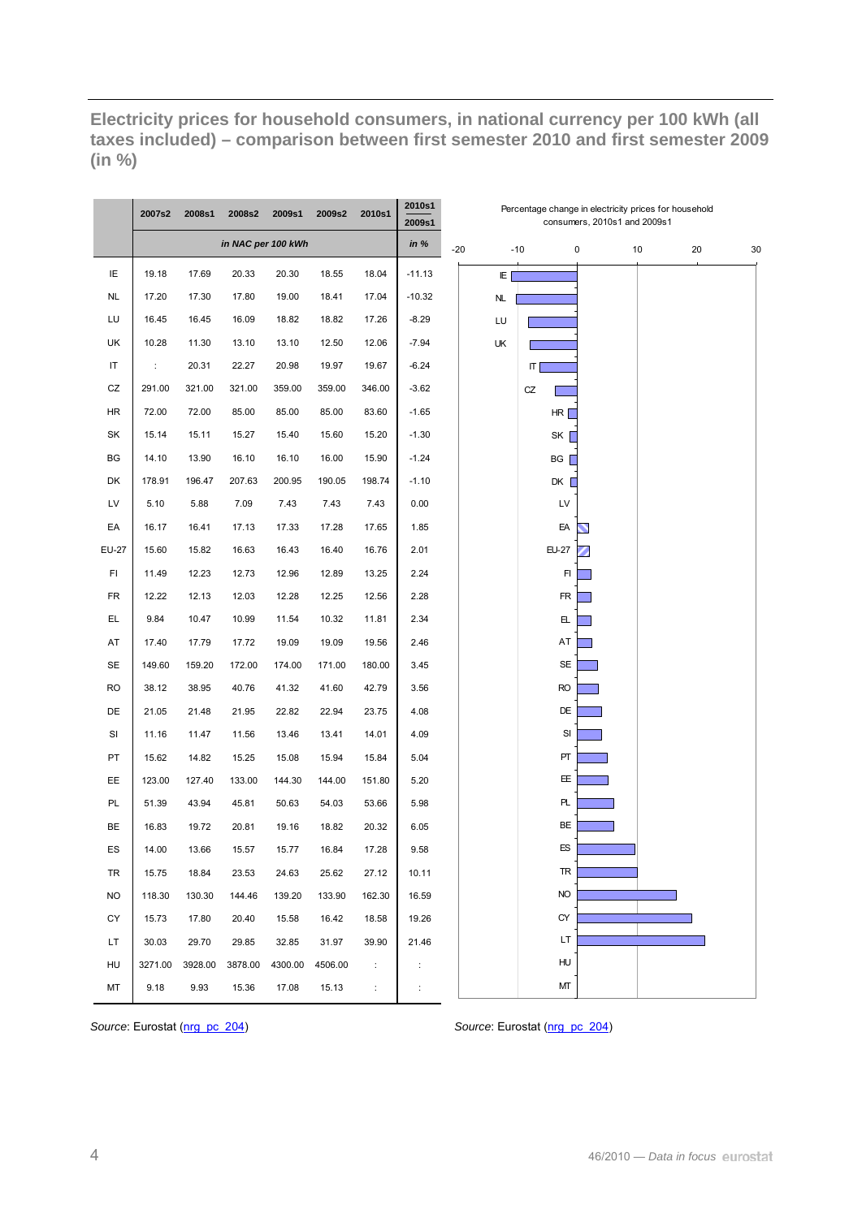## Electricity prices for household consumers, in national currency per 100 kWh (all taxes included) – comparison between first semester 2010 and first semester 2009 (in %)

| | 2007s2 | 2008s1 | 2008s2 | 2009s1 | 2009s2 | 2010s1 | 2010s1 / 2009s1 |
|---|---|---|---|---|---|---|---|
| | in NAC per 100 kWh | | | | | | in % |
| IE | 19.18 | 17.69 | 20.33 | 20.30 | 18.55 | 18.04 | -11.13 |
| NL | 17.20 | 17.30 | 17.80 | 19.00 | 18.41 | 17.04 | -10.32 |
| LU | 16.45 | 16.45 | 16.09 | 18.82 | 18.82 | 17.26 | -8.29 |
| UK | 10.28 | 11.30 | 13.10 | 13.10 | 12.50 | 12.06 | -7.94 |
| IT | : | 20.31 | 22.27 | 20.98 | 19.97 | 19.67 | -6.24 |
| CZ | 291.00 | 321.00 | 321.00 | 359.00 | 359.00 | 346.00 | -3.62 |
| HR | 72.00 | 72.00 | 85.00 | 85.00 | 85.00 | 83.60 | -1.65 |
| SK | 15.14 | 15.11 | 15.27 | 15.40 | 15.60 | 15.20 | -1.30 |
| BG | 14.10 | 13.90 | 16.10 | 16.10 | 16.00 | 15.90 | -1.24 |
| DK | 178.91 | 196.47 | 207.63 | 200.95 | 190.05 | 198.74 | -1.10 |
| LV | 5.10 | 5.88 | 7.09 | 7.43 | 7.43 | 7.43 | 0.00 |
| EA | 16.17 | 16.41 | 17.13 | 17.33 | 17.28 | 17.65 | 1.85 |
| EU-27 | 15.60 | 15.82 | 16.63 | 16.43 | 16.40 | 16.76 | 2.01 |
| FI | 11.49 | 12.23 | 12.73 | 12.96 | 12.89 | 13.25 | 2.24 |
| FR | 12.22 | 12.13 | 12.03 | 12.28 | 12.25 | 12.56 | 2.28 |
| EL | 9.84 | 10.47 | 10.99 | 11.54 | 10.32 | 11.81 | 2.34 |
| AT | 17.40 | 17.79 | 17.72 | 19.09 | 19.09 | 19.56 | 2.46 |
| SE | 149.60 | 159.20 | 172.00 | 174.00 | 171.00 | 180.00 | 3.45 |
| RO | 38.12 | 38.95 | 40.76 | 41.32 | 41.60 | 42.79 | 3.56 |
| DE | 21.05 | 21.48 | 21.95 | 22.82 | 22.94 | 23.75 | 4.08 |
| SI | 11.16 | 11.47 | 11.56 | 13.46 | 13.41 | 14.01 | 4.09 |
| PT | 15.62 | 14.82 | 15.25 | 15.08 | 15.94 | 15.84 | 5.04 |
| EE | 123.00 | 127.40 | 133.00 | 144.30 | 144.00 | 151.80 | 5.20 |
| PL | 51.39 | 43.94 | 45.81 | 50.63 | 54.03 | 53.66 | 5.98 |
| BE | 16.83 | 19.72 | 20.81 | 19.16 | 18.82 | 20.32 | 6.05 |
| ES | 14.00 | 13.66 | 15.57 | 15.77 | 16.84 | 17.28 | 9.58 |
| TR | 15.75 | 18.84 | 23.53 | 24.63 | 25.62 | 27.12 | 10.11 |
| NO | 118.30 | 130.30 | 144.46 | 139.20 | 133.90 | 162.30 | 16.59 |
| CY | 15.73 | 17.80 | 20.40 | 15.58 | 16.42 | 18.58 | 19.26 |
| LT | 30.03 | 29.70 | 29.85 | 32.85 | 31.97 | 39.90 | 21.46 |
| HU | 3271.00 | 3928.00 | 3878.00 | 4300.00 | 4506.00 | : | : |
| MT | 9.18 | 9.93 | 15.36 | 17.08 | 15.13 | : | : |

*Source*: Eurostat (nrg_pc_204)

Percentage change in electricity prices for household consumers, 2010s1 and 2009s1

*Source*: Eurostat (nrg_pc_204)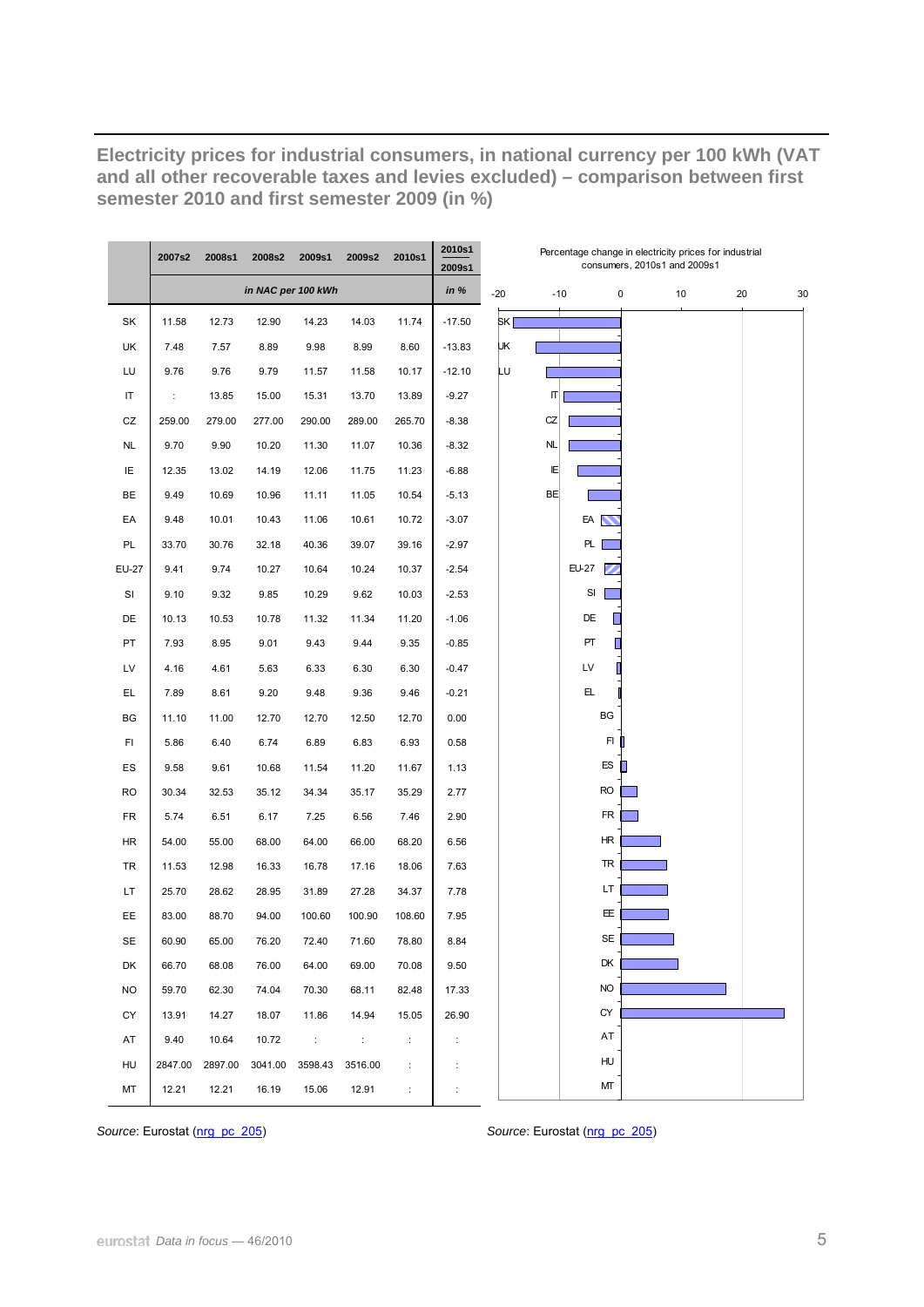## Electricity prices for industrial consumers, in national currency per 100 kWh (VAT and all other recoverable taxes and levies excluded) – comparison between first semester 2010 and first semester 2009 (in %)

| | 2007s2 | 2008s1 | 2008s2 | 2009s1 | 2009s2 | 2010s1 | 2010s1 / 2009s1 |
|---|---|---|---|---|---|---|---|
| | *in NAC per 100 kWh* | | | | | | *in %* |
| SK | 11.58 | 12.73 | 12.90 | 14.23 | 14.03 | 11.74 | -17.50 |
| UK | 7.48 | 7.57 | 8.89 | 9.98 | 8.99 | 8.60 | -13.83 |
| LU | 9.76 | 9.76 | 9.79 | 11.57 | 11.58 | 10.17 | -12.10 |
| IT | : | 13.85 | 15.00 | 15.31 | 13.70 | 13.89 | -9.27 |
| CZ | 259.00 | 279.00 | 277.00 | 290.00 | 289.00 | 265.70 | -8.38 |
| NL | 9.70 | 9.90 | 10.20 | 11.30 | 11.07 | 10.36 | -8.32 |
| IE | 12.35 | 13.02 | 14.19 | 12.06 | 11.75 | 11.23 | -6.88 |
| BE | 9.49 | 10.69 | 10.96 | 11.11 | 11.05 | 10.54 | -5.13 |
| EA | 9.48 | 10.01 | 10.43 | 11.06 | 10.61 | 10.72 | -3.07 |
| PL | 33.70 | 30.76 | 32.18 | 40.36 | 39.07 | 39.16 | -2.97 |
| EU-27 | 9.41 | 9.74 | 10.27 | 10.64 | 10.24 | 10.37 | -2.54 |
| SI | 9.10 | 9.32 | 9.85 | 10.29 | 9.62 | 10.03 | -2.53 |
| DE | 10.13 | 10.53 | 10.78 | 11.32 | 11.34 | 11.20 | -1.06 |
| PT | 7.93 | 8.95 | 9.01 | 9.43 | 9.44 | 9.35 | -0.85 |
| LV | 4.16 | 4.61 | 5.63 | 6.33 | 6.30 | 6.30 | -0.47 |
| EL | 7.89 | 8.61 | 9.20 | 9.48 | 9.36 | 9.46 | -0.21 |
| BG | 11.10 | 11.00 | 12.70 | 12.70 | 12.50 | 12.70 | 0.00 |
| FI | 5.86 | 6.40 | 6.74 | 6.89 | 6.83 | 6.93 | 0.58 |
| ES | 9.58 | 9.61 | 10.68 | 11.54 | 11.20 | 11.67 | 1.13 |
| RO | 30.34 | 32.53 | 35.12 | 34.34 | 35.17 | 35.29 | 2.77 |
| FR | 5.74 | 6.51 | 6.17 | 7.25 | 6.56 | 7.46 | 2.90 |
| HR | 54.00 | 55.00 | 68.00 | 64.00 | 66.00 | 68.20 | 6.56 |
| TR | 11.53 | 12.98 | 16.33 | 16.78 | 17.16 | 18.06 | 7.63 |
| LT | 25.70 | 28.62 | 28.95 | 31.89 | 27.28 | 34.37 | 7.78 |
| EE | 83.00 | 88.70 | 94.00 | 100.60 | 100.90 | 108.60 | 7.95 |
| SE | 60.90 | 65.00 | 76.20 | 72.40 | 71.60 | 78.80 | 8.84 |
| DK | 66.70 | 68.08 | 76.00 | 64.00 | 69.00 | 70.08 | 9.50 |
| NO | 59.70 | 62.30 | 74.04 | 70.30 | 68.11 | 82.48 | 17.33 |
| CY | 13.91 | 14.27 | 18.07 | 11.86 | 14.94 | 15.05 | 26.90 |
| AT | 9.40 | 10.64 | 10.72 | : | : | : | : |
| HU | 2847.00 | 2897.00 | 3041.00 | 3598.43 | 3516.00 | : | : |
| MT | 12.21 | 12.21 | 16.19 | 15.06 | 12.91 | : | : |

*Source*: Eurostat (nrg_pc_205)

Percentage change in electricity prices for industrial consumers, 2010s1 and 2009s1

*Source*: Eurostat (nrg_pc_205)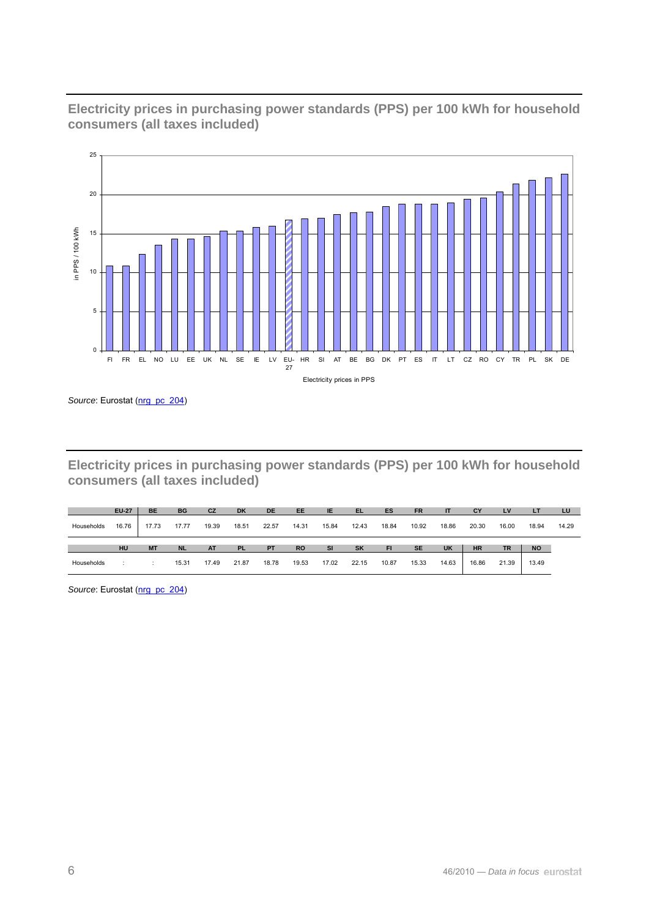## Electricity prices in purchasing power standards (PPS) per 100 kWh for household consumers (all taxes included)

*Source*: Eurostat (nrg_pc_204)

## Electricity prices in purchasing power standards (PPS) per 100 kWh for household consumers (all taxes included)

| | EU-27 | BE | BG | CZ | DK | DE | EE | IE | EL | ES | FR | IT | CY | LV | LT | LU |
|---|---|---|---|---|---|---|---|---|---|---|---|---|---|---|---|---|
| Households | 16.76 | 17.73 | 17.77 | 19.39 | 18.51 | 22.57 | 14.31 | 15.84 | 12.43 | 18.84 | 10.92 | 18.86 | 20.30 | 16.00 | 18.94 | 14.29 |

| | HU | MT | NL | AT | PL | PT | RO | SI | SK | FI | SE | UK | HR | TR | NO |
|---|---|---|---|---|---|---|---|---|---|---|---|---|---|---|---|
| Households | : | : | 15.31 | 17.49 | 21.87 | 18.78 | 19.53 | 17.02 | 22.15 | 10.87 | 15.33 | 14.63 | 16.86 | 21.39 | 13.49 |

*Source*: Eurostat (nrg_pc_204)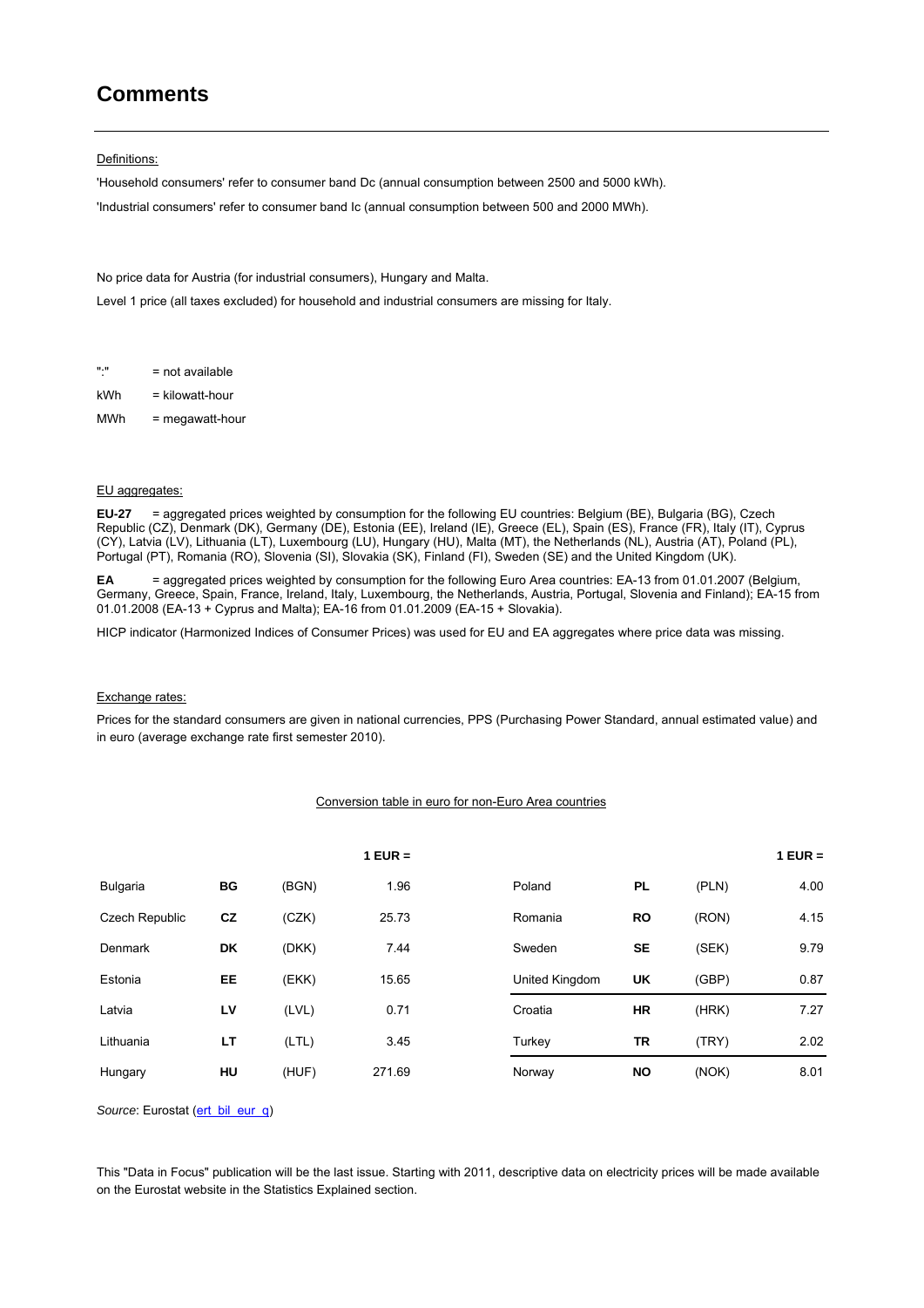# Comments

Definitions:

'Household consumers' refer to consumer band Dc (annual consumption between 2500 and 5000 kWh).

'Industrial consumers' refer to consumer band Ic (annual consumption between 500 and 2000 MWh).

No price data for Austria (for industrial consumers), Hungary and Malta.

Level 1 price (all taxes excluded) for household and industrial consumers are missing for Italy.

":" = not available

kWh = kilowatt-hour

MWh = megawatt-hour

EU aggregates:

**EU-27** = aggregated prices weighted by consumption for the following EU countries: Belgium (BE), Bulgaria (BG), Czech Republic (CZ), Denmark (DK), Germany (DE), Estonia (EE), Ireland (IE), Greece (EL), Spain (ES), France (FR), Italy (IT), Cyprus (CY), Latvia (LV), Lithuania (LT), Luxembourg (LU), Hungary (HU), Malta (MT), the Netherlands (NL), Austria (AT), Poland (PL), Portugal (PT), Romania (RO), Slovenia (SI), Slovakia (SK), Finland (FI), Sweden (SE) and the United Kingdom (UK).

**EA** = aggregated prices weighted by consumption for the following Euro Area countries: EA-13 from 01.01.2007 (Belgium, Germany, Greece, Spain, France, Ireland, Italy, Luxembourg, the Netherlands, Austria, Portugal, Slovenia and Finland); EA-15 from 01.01.2008 (EA-13 + Cyprus and Malta); EA-16 from 01.01.2009 (EA-15 + Slovakia).

HICP indicator (Harmonized Indices of Consumer Prices) was used for EU and EA aggregates where price data was missing.

Exchange rates:

Prices for the standard consumers are given in national currencies, PPS (Purchasing Power Standard, annual estimated value) and in euro (average exchange rate first semester 2010).

Conversion table in euro for non-Euro Area countries

| | | | 1 EUR = | | | | 1 EUR = |
|---|---|---|---|---|---|---|---|
| Bulgaria | **BG** | (BGN) | 1.96 | Poland | **PL** | (PLN) | 4.00 |
| Czech Republic | **CZ** | (CZK) | 25.73 | Romania | **RO** | (RON) | 4.15 |
| Denmark | **DK** | (DKK) | 7.44 | Sweden | **SE** | (SEK) | 9.79 |
| Estonia | **EE** | (EKK) | 15.65 | United Kingdom | **UK** | (GBP) | 0.87 |
| Latvia | **LV** | (LVL) | 0.71 | Croatia | **HR** | (HRK) | 7.27 |
| Lithuania | **LT** | (LTL) | 3.45 | Turkey | **TR** | (TRY) | 2.02 |
| Hungary | **HU** | (HUF) | 271.69 | Norway | **NO** | (NOK) | 8.01 |

*Source*: Eurostat (ert_bil_eur_q)

This "Data in Focus" publication will be the last issue. Starting with 2011, descriptive data on electricity prices will be made available on the Eurostat website in the Statistics Explained section.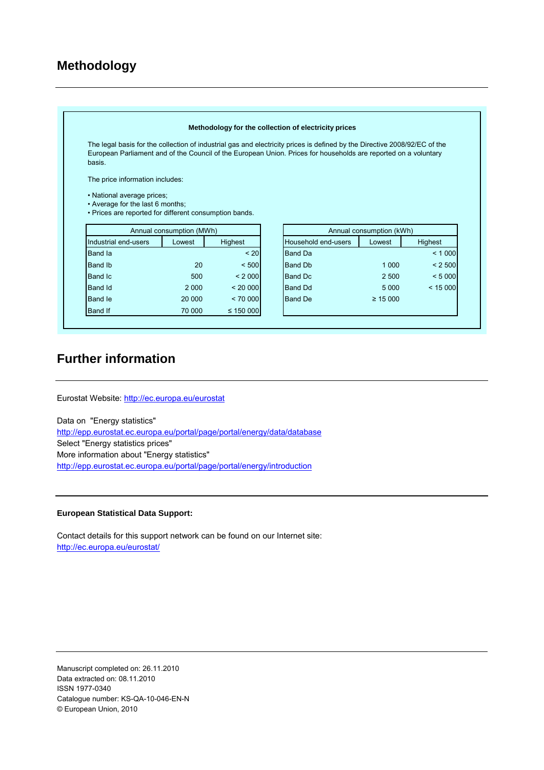# Methodology

**Methodology for the collection of electricity prices**

The legal basis for the collection of industrial gas and electricity prices is defined by the Directive 2008/92/EC of the European Parliament and of the Council of the European Union. Prices for households are reported on a voluntary basis.

The price information includes:

- National average prices;
- Average for the last 6 months;
- Prices are reported for different consumption bands.

| Annual consumption (MWh) | | |
|---|---|---|
| Industrial end-users | Lowest | Highest |
| Band Ia | | < 20 |
| Band Ib | 20 | < 500 |
| Band Ic | 500 | < 2 000 |
| Band Id | 2 000 | < 20 000 |
| Band Ie | 20 000 | < 70 000 |
| Band If | 70 000 | ≤ 150 000 |

| Annual consumption (kWh) | | |
|---|---|---|
| Household end-users | Lowest | Highest |
| Band Da | | < 1 000 |
| Band Db | 1 000 | < 2 500 |
| Band Dc | 2 500 | < 5 000 |
| Band Dd | 5 000 | < 15 000 |
| Band De | ≥ 15 000 | |

# Further information

Eurostat Website: http://ec.europa.eu/eurostat

Data on "Energy statistics"
http://epp.eurostat.ec.europa.eu/portal/page/portal/energy/data/database
Select "Energy statistics prices"
More information about "Energy statistics"
http://epp.eurostat.ec.europa.eu/portal/page/portal/energy/introduction

**European Statistical Data Support:**

Contact details for this support network can be found on our Internet site:
http://ec.europa.eu/eurostat/

Manuscript completed on: 26.11.2010
Data extracted on: 08.11.2010
ISSN 1977-0340
Catalogue number: KS-QA-10-046-EN-N
© European Union, 2010